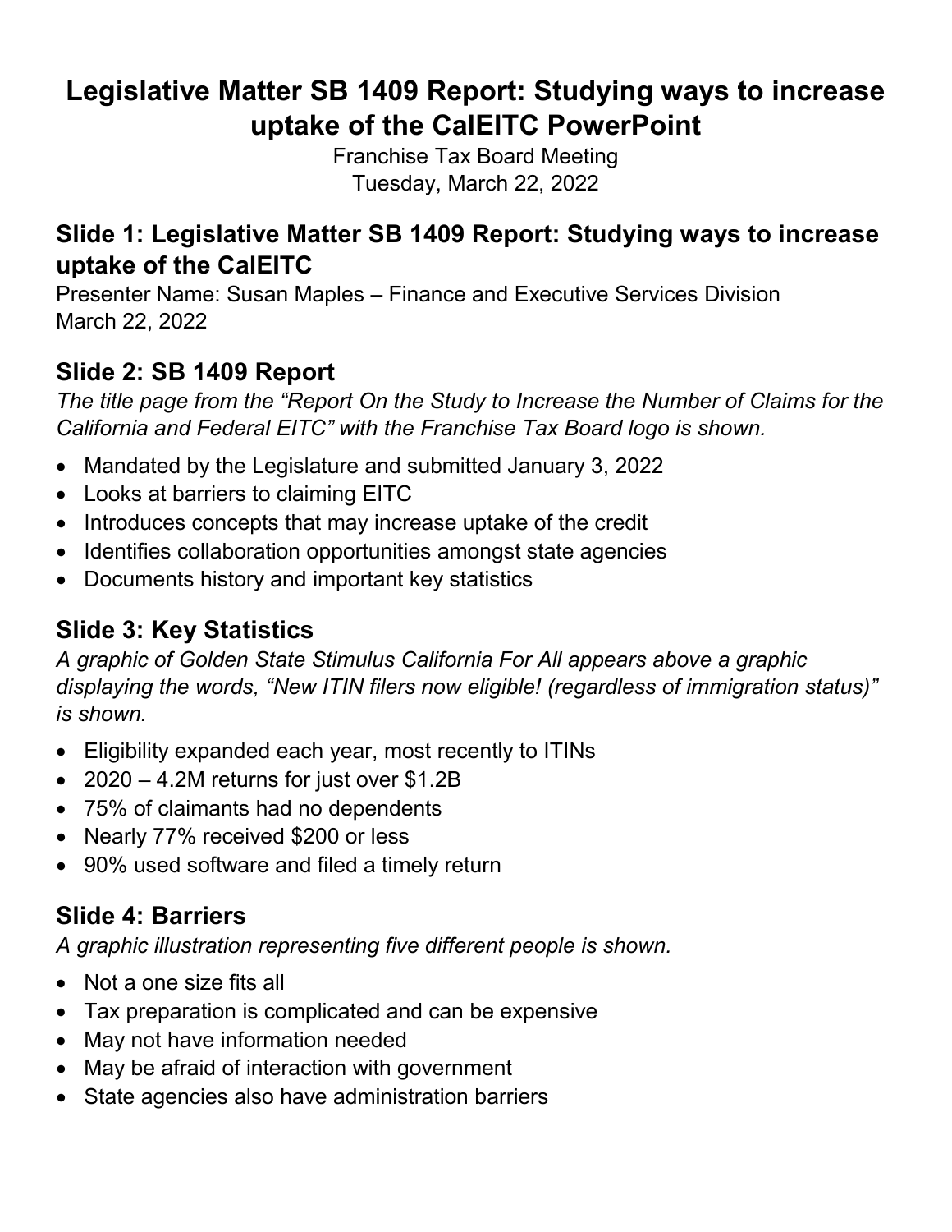# Legislative Matter SB 1409 Report: Studying ways to increase uptake of the CalEITC PowerPoint

Franchise Tax Board Meeting
Tuesday, March 22, 2022

## Slide 1: Legislative Matter SB 1409 Report: Studying ways to increase uptake of the CalEITC

Presenter Name: Susan Maples – Finance and Executive Services Division
March 22, 2022

## Slide 2: SB 1409 Report

*The title page from the "Report On the Study to Increase the Number of Claims for the California and Federal EITC" with the Franchise Tax Board logo is shown.*

- Mandated by the Legislature and submitted January 3, 2022
- Looks at barriers to claiming EITC
- Introduces concepts that may increase uptake of the credit
- Identifies collaboration opportunities amongst state agencies
- Documents history and important key statistics

## Slide 3: Key Statistics

*A graphic of Golden State Stimulus California For All appears above a graphic displaying the words, "New ITIN filers now eligible! (regardless of immigration status)" is shown.*

- Eligibility expanded each year, most recently to ITINs
- 2020 – 4.2M returns for just over $1.2B
- 75% of claimants had no dependents
- Nearly 77% received $200 or less
- 90% used software and filed a timely return

## Slide 4: Barriers

*A graphic illustration representing five different people is shown.*

- Not a one size fits all
- Tax preparation is complicated and can be expensive
- May not have information needed
- May be afraid of interaction with government
- State agencies also have administration barriers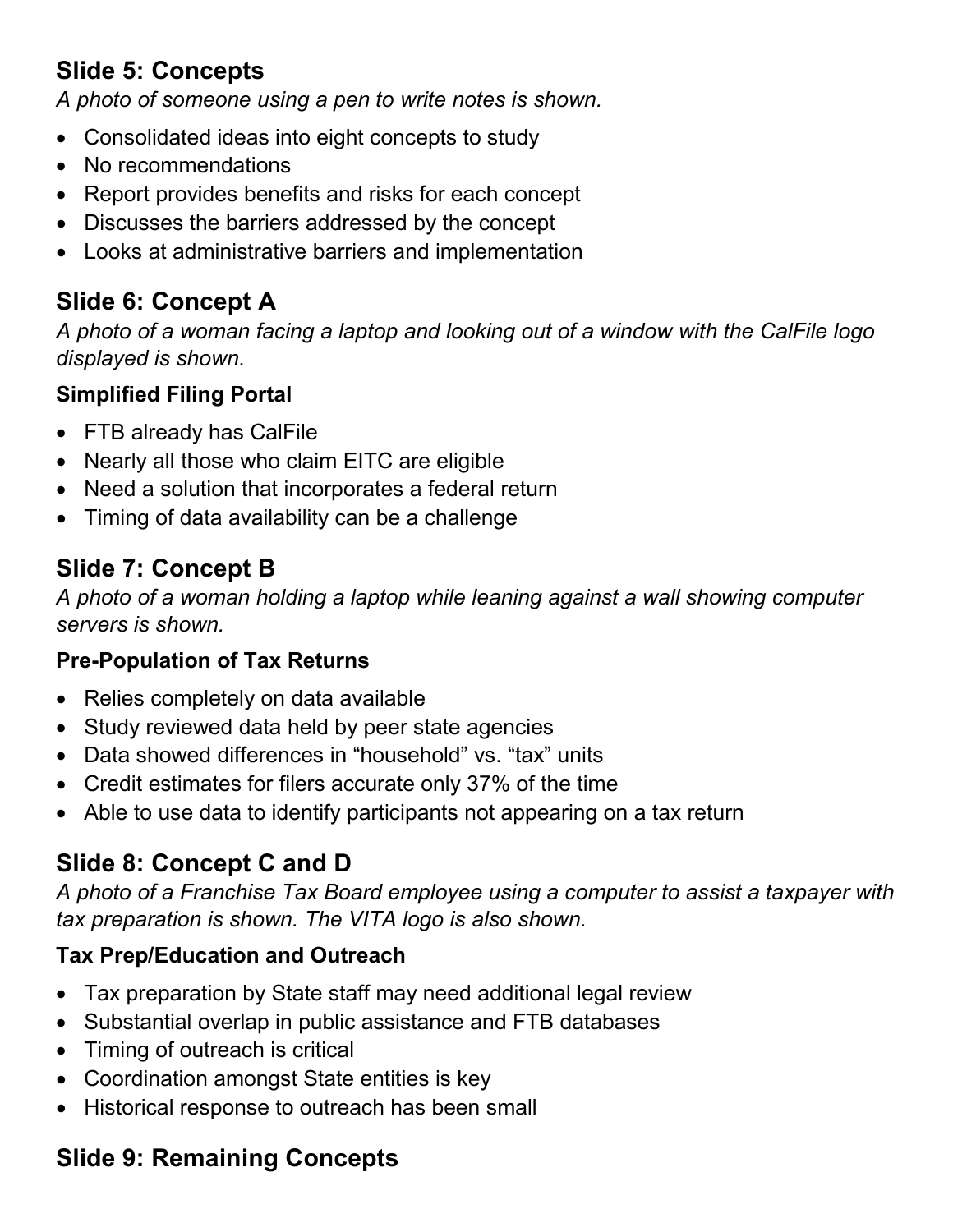## Slide 5: Concepts

*A photo of someone using a pen to write notes is shown.*

- Consolidated ideas into eight concepts to study
- No recommendations
- Report provides benefits and risks for each concept
- Discusses the barriers addressed by the concept
- Looks at administrative barriers and implementation

## Slide 6: Concept A

*A photo of a woman facing a laptop and looking out of a window with the CalFile logo displayed is shown.*

### Simplified Filing Portal

- FTB already has CalFile
- Nearly all those who claim EITC are eligible
- Need a solution that incorporates a federal return
- Timing of data availability can be a challenge

## Slide 7: Concept B

*A photo of a woman holding a laptop while leaning against a wall showing computer servers is shown.*

### Pre-Population of Tax Returns

- Relies completely on data available
- Study reviewed data held by peer state agencies
- Data showed differences in "household" vs. "tax" units
- Credit estimates for filers accurate only 37% of the time
- Able to use data to identify participants not appearing on a tax return

## Slide 8: Concept C and D

*A photo of a Franchise Tax Board employee using a computer to assist a taxpayer with tax preparation is shown. The VITA logo is also shown.*

### Tax Prep/Education and Outreach

- Tax preparation by State staff may need additional legal review
- Substantial overlap in public assistance and FTB databases
- Timing of outreach is critical
- Coordination amongst State entities is key
- Historical response to outreach has been small

## Slide 9: Remaining Concepts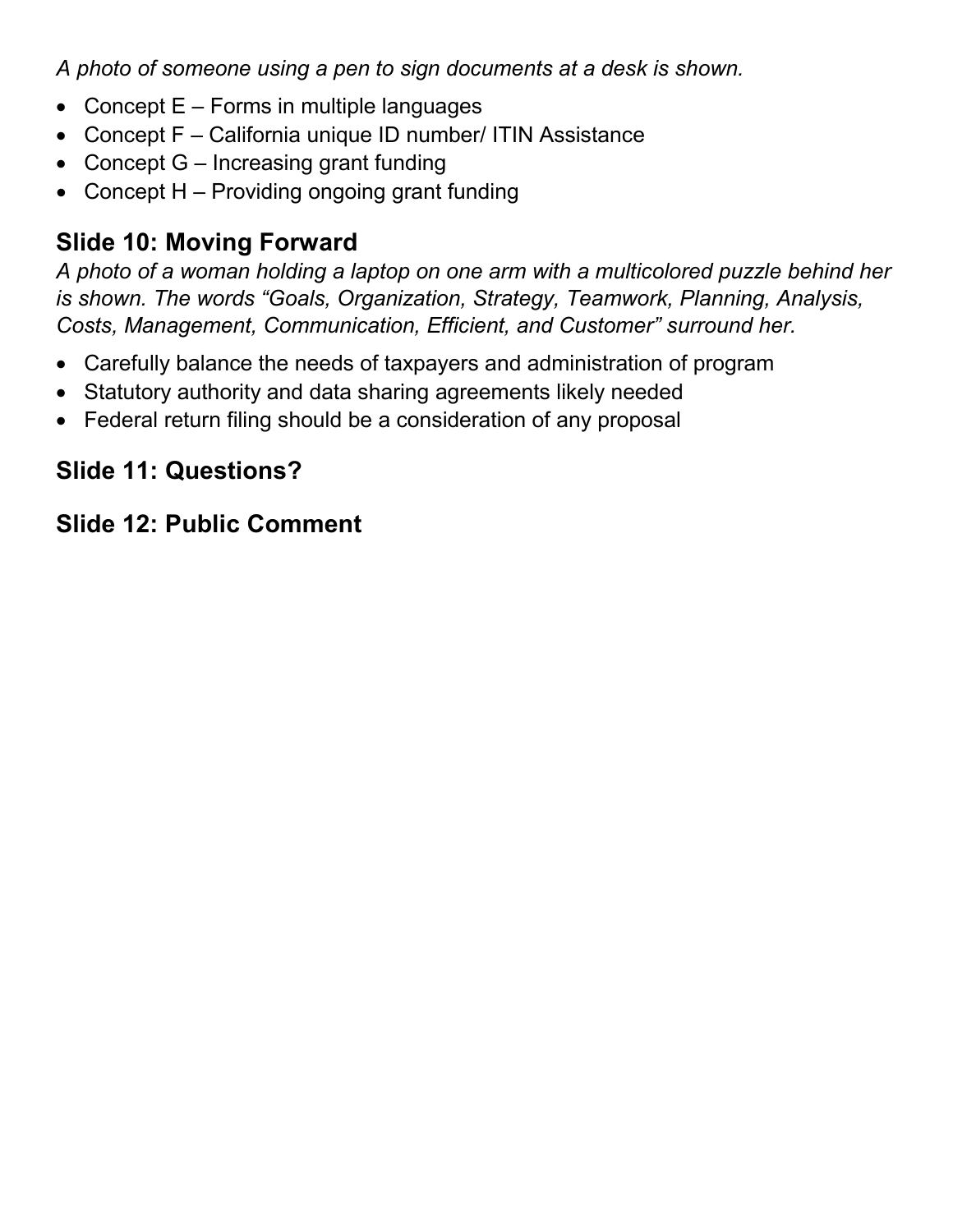*A photo of someone using a pen to sign documents at a desk is shown.*

- Concept E – Forms in multiple languages
- Concept F – California unique ID number/ ITIN Assistance
- Concept G – Increasing grant funding
- Concept H – Providing ongoing grant funding

## Slide 10: Moving Forward

*A photo of a woman holding a laptop on one arm with a multicolored puzzle behind her is shown. The words "Goals, Organization, Strategy, Teamwork, Planning, Analysis, Costs, Management, Communication, Efficient, and Customer" surround her.*

- Carefully balance the needs of taxpayers and administration of program
- Statutory authority and data sharing agreements likely needed
- Federal return filing should be a consideration of any proposal

## Slide 11: Questions?

## Slide 12: Public Comment